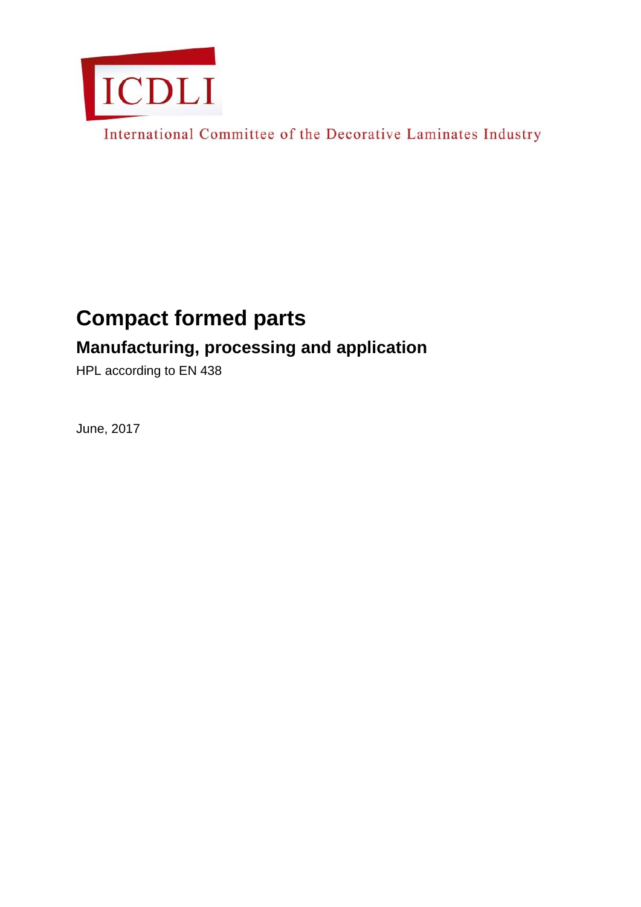ICDLI

International Committee of the Decorative Laminates Industry

# Compact formed parts

## Manufacturing, processing and application

HPL according to EN 438

June, 2017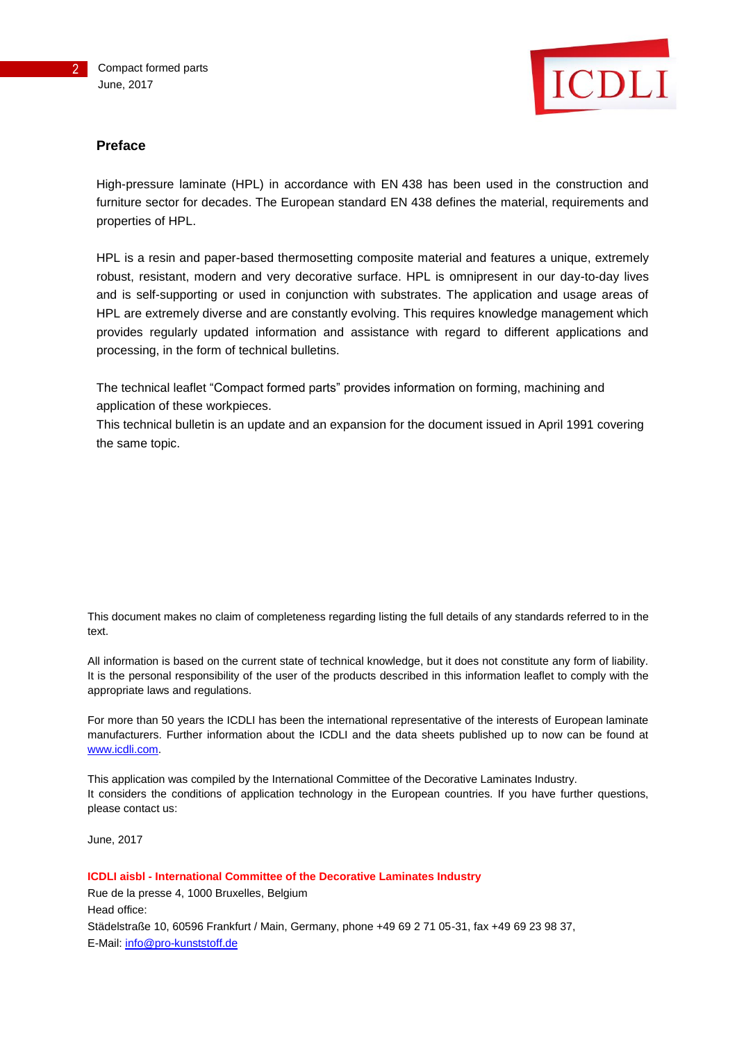## Preface

High-pressure laminate (HPL) in accordance with EN 438 has been used in the construction and furniture sector for decades. The European standard EN 438 defines the material, requirements and properties of HPL.

HPL is a resin and paper-based thermosetting composite material and features a unique, extremely robust, resistant, modern and very decorative surface. HPL is omnipresent in our day-to-day lives and is self-supporting or used in conjunction with substrates. The application and usage areas of HPL are extremely diverse and are constantly evolving. This requires knowledge management which provides regularly updated information and assistance with regard to different applications and processing, in the form of technical bulletins.

The technical leaflet "Compact formed parts" provides information on forming, machining and application of these workpieces.
This technical bulletin is an update and an expansion for the document issued in April 1991 covering the same topic.

This document makes no claim of completeness regarding listing the full details of any standards referred to in the text.

All information is based on the current state of technical knowledge, but it does not constitute any form of liability. It is the personal responsibility of the user of the products described in this information leaflet to comply with the appropriate laws and regulations.

For more than 50 years the ICDLI has been the international representative of the interests of European laminate manufacturers. Further information about the ICDLI and the data sheets published up to now can be found at [www.icdli.com](http://www.icdli.com).

This application was compiled by the International Committee of the Decorative Laminates Industry.
It considers the conditions of application technology in the European countries. If you have further questions, please contact us:

June, 2017

**ICDLI aisbl - International Committee of the Decorative Laminates Industry**
Rue de la presse 4, 1000 Bruxelles, Belgium
Head office:
Städelstraße 10, 60596 Frankfurt / Main, Germany, phone +49 69 2 71 05-31, fax +49 69 23 98 37,
E-Mail: [info@pro-kunststoff.de](mailto:info@pro-kunststoff.de)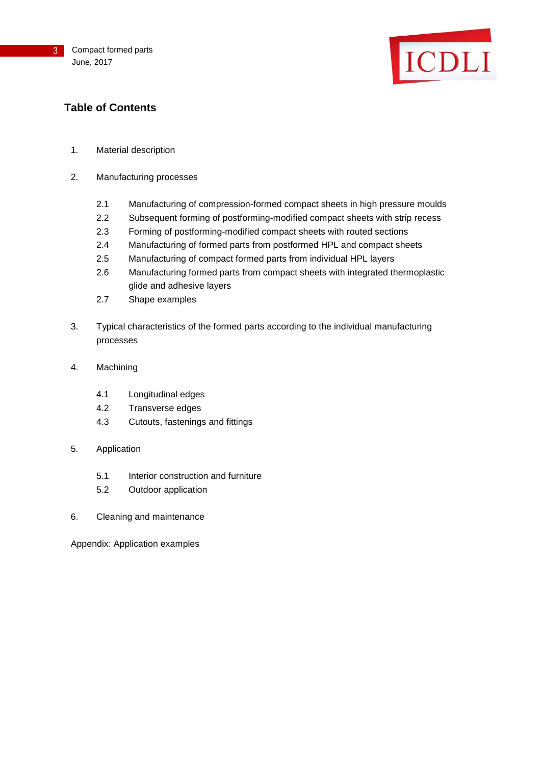## Table of Contents

1. Material description

2. Manufacturing processes

   2.1 Manufacturing of compression-formed compact sheets in high pressure moulds
   2.2 Subsequent forming of postforming-modified compact sheets with strip recess
   2.3 Forming of postforming-modified compact sheets with routed sections
   2.4 Manufacturing of formed parts from postformed HPL and compact sheets
   2.5 Manufacturing of compact formed parts from individual HPL layers
   2.6 Manufacturing formed parts from compact sheets with integrated thermoplastic glide and adhesive layers
   2.7 Shape examples

3. Typical characteristics of the formed parts according to the individual manufacturing processes

4. Machining

   4.1 Longitudinal edges
   4.2 Transverse edges
   4.3 Cutouts, fastenings and fittings

5. Application

   5.1 Interior construction and furniture
   5.2 Outdoor application

6. Cleaning and maintenance

Appendix: Application examples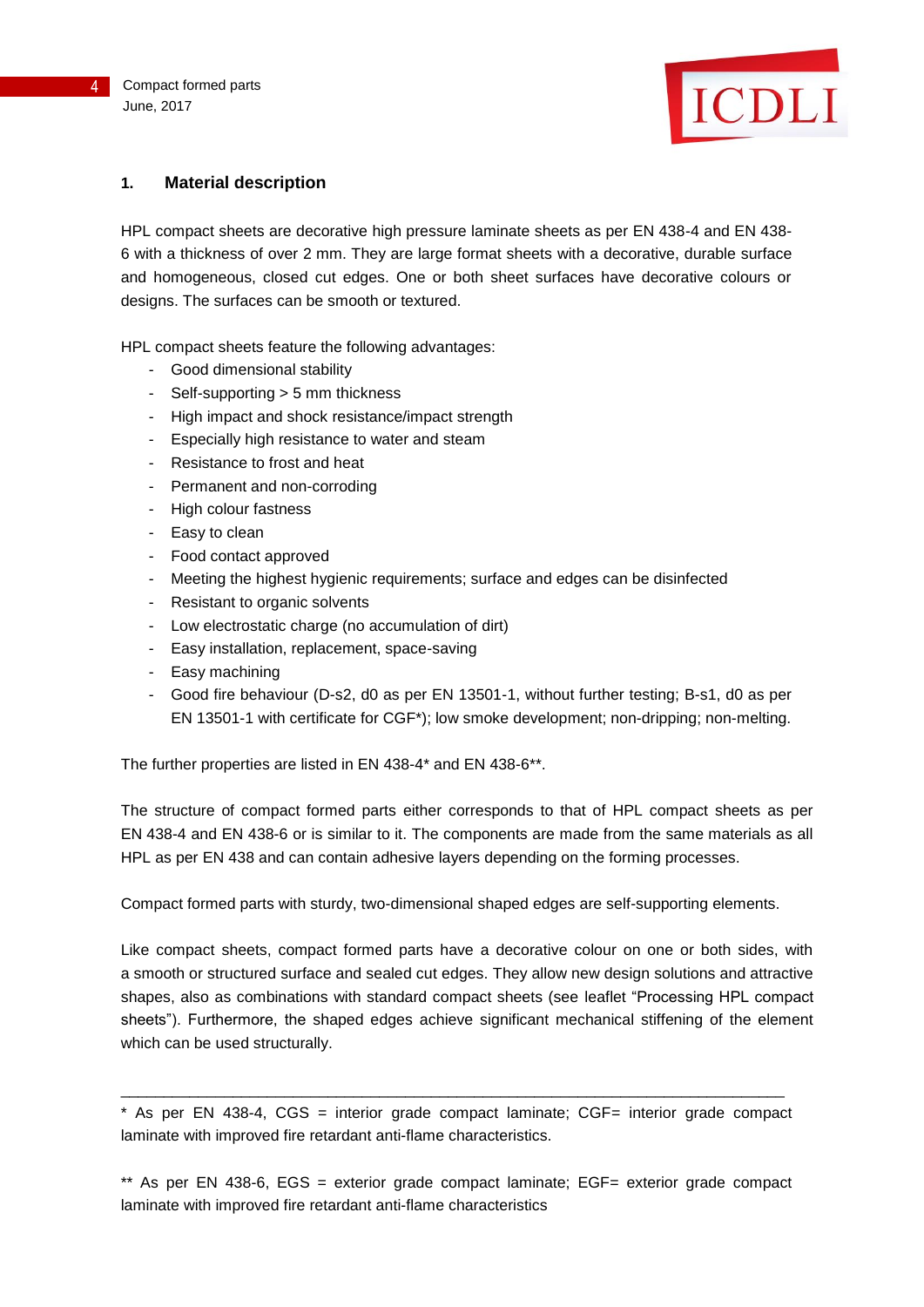## 1. Material description

HPL compact sheets are decorative high pressure laminate sheets as per EN 438-4 and EN 438-6 with a thickness of over 2 mm. They are large format sheets with a decorative, durable surface and homogeneous, closed cut edges. One or both sheet surfaces have decorative colours or designs. The surfaces can be smooth or textured.

HPL compact sheets feature the following advantages:

- Good dimensional stability
- Self-supporting > 5 mm thickness
- High impact and shock resistance/impact strength
- Especially high resistance to water and steam
- Resistance to frost and heat
- Permanent and non-corroding
- High colour fastness
- Easy to clean
- Food contact approved
- Meeting the highest hygienic requirements; surface and edges can be disinfected
- Resistant to organic solvents
- Low electrostatic charge (no accumulation of dirt)
- Easy installation, replacement, space-saving
- Easy machining
- Good fire behaviour (D-s2, d0 as per EN 13501-1, without further testing; B-s1, d0 as per EN 13501-1 with certificate for CGF*); low smoke development; non-dripping; non-melting.

The further properties are listed in EN 438-4* and EN 438-6**.

The structure of compact formed parts either corresponds to that of HPL compact sheets as per EN 438-4 and EN 438-6 or is similar to it. The components are made from the same materials as all HPL as per EN 438 and can contain adhesive layers depending on the forming processes.

Compact formed parts with sturdy, two-dimensional shaped edges are self-supporting elements.

Like compact sheets, compact formed parts have a decorative colour on one or both sides, with a smooth or structured surface and sealed cut edges. They allow new design solutions and attractive shapes, also as combinations with standard compact sheets (see leaflet "Processing HPL compact sheets"). Furthermore, the shaped edges achieve significant mechanical stiffening of the element which can be used structurally.

---

* As per EN 438-4, CGS = interior grade compact laminate; CGF= interior grade compact laminate with improved fire retardant anti-flame characteristics.

** As per EN 438-6, EGS = exterior grade compact laminate; EGF= exterior grade compact laminate with improved fire retardant anti-flame characteristics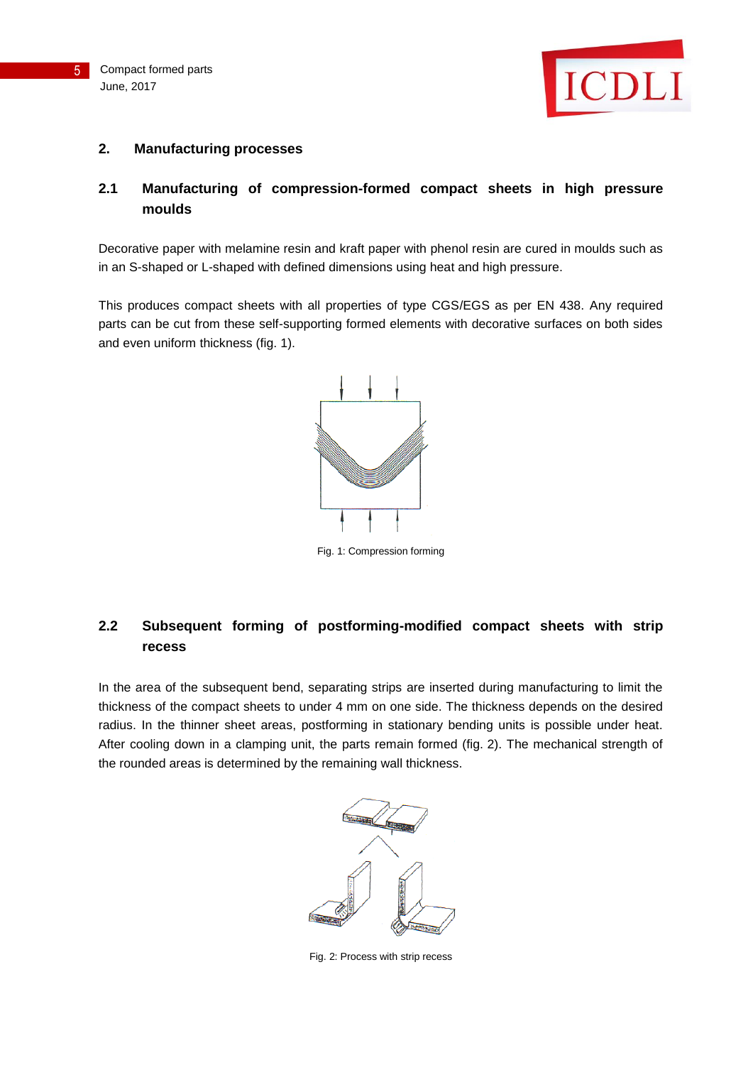## 2. Manufacturing processes

### 2.1 Manufacturing of compression-formed compact sheets in high pressure moulds

Decorative paper with melamine resin and kraft paper with phenol resin are cured in moulds such as in an S-shaped or L-shaped with defined dimensions using heat and high pressure.

This produces compact sheets with all properties of type CGS/EGS as per EN 438. Any required parts can be cut from these self-supporting formed elements with decorative surfaces on both sides and even uniform thickness (fig. 1).

Fig. 1: Compression forming

### 2.2 Subsequent forming of postforming-modified compact sheets with strip recess

In the area of the subsequent bend, separating strips are inserted during manufacturing to limit the thickness of the compact sheets to under 4 mm on one side. The thickness depends on the desired radius. In the thinner sheet areas, postforming in stationary bending units is possible under heat. After cooling down in a clamping unit, the parts remain formed (fig. 2). The mechanical strength of the rounded areas is determined by the remaining wall thickness.

Fig. 2: Process with strip recess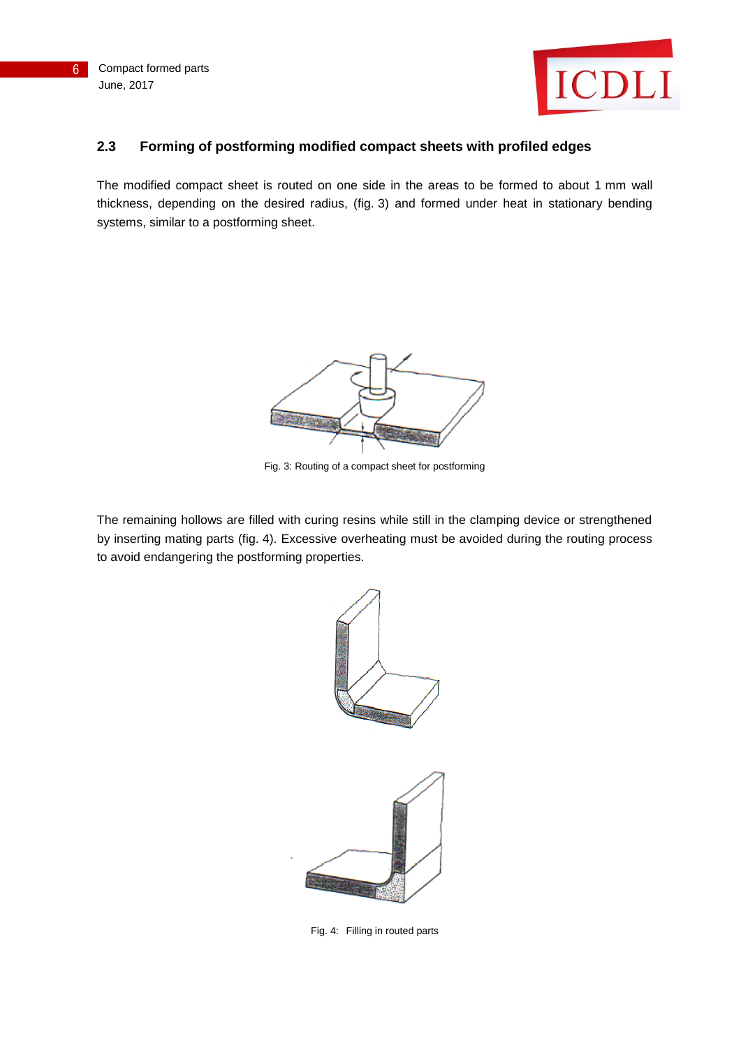## 2.3 Forming of postforming modified compact sheets with profiled edges

The modified compact sheet is routed on one side in the areas to be formed to about 1 mm wall thickness, depending on the desired radius, (fig. 3) and formed under heat in stationary bending systems, similar to a postforming sheet.

Fig. 3: Routing of a compact sheet for postforming

The remaining hollows are filled with curing resins while still in the clamping device or strengthened by inserting mating parts (fig. 4). Excessive overheating must be avoided during the routing process to avoid endangering the postforming properties.

Fig. 4: Filling in routed parts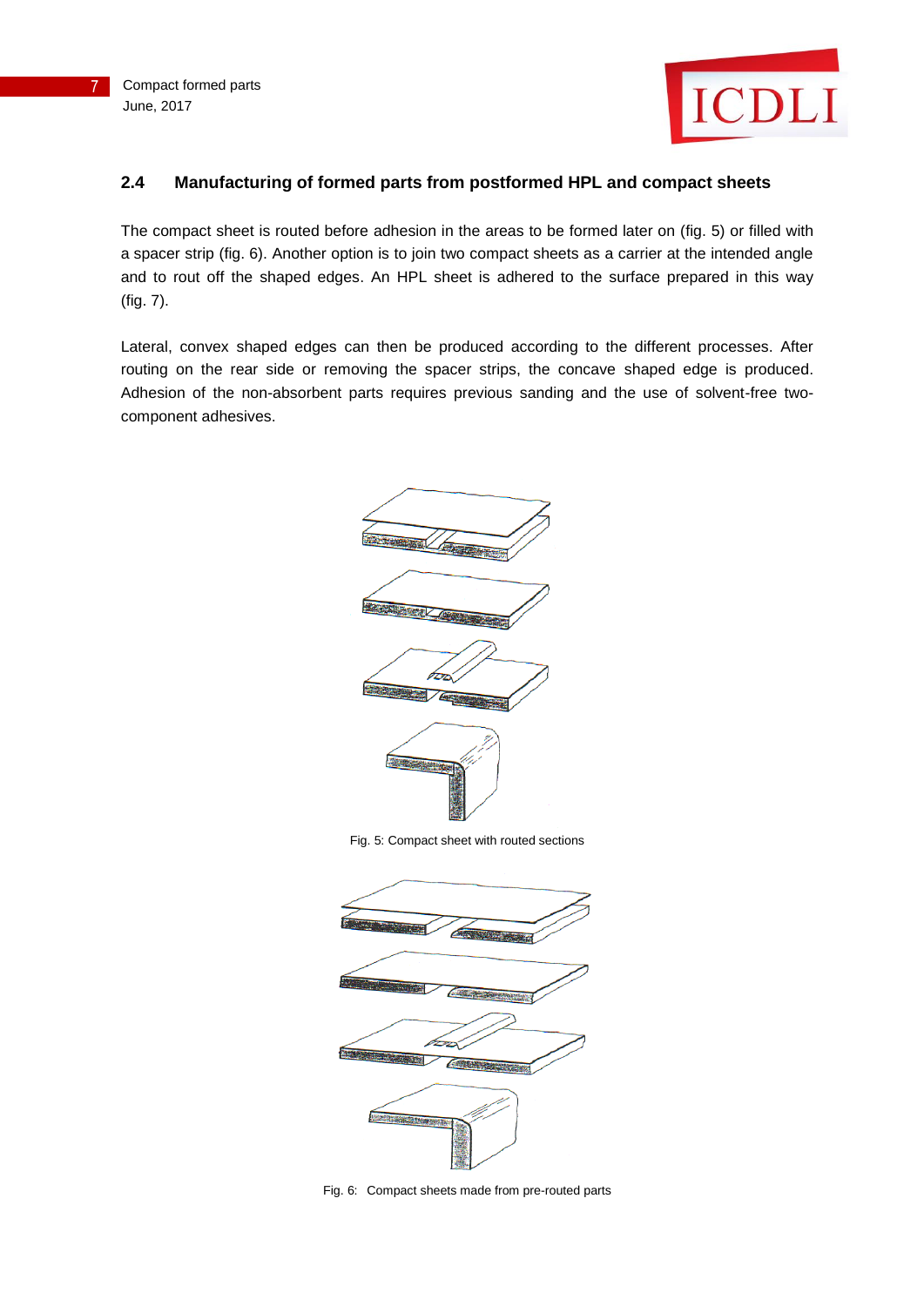## 2.4 Manufacturing of formed parts from postformed HPL and compact sheets

The compact sheet is routed before adhesion in the areas to be formed later on (fig. 5) or filled with a spacer strip (fig. 6). Another option is to join two compact sheets as a carrier at the intended angle and to rout off the shaped edges. An HPL sheet is adhered to the surface prepared in this way (fig. 7).

Lateral, convex shaped edges can then be produced according to the different processes. After routing on the rear side or removing the spacer strips, the concave shaped edge is produced. Adhesion of the non-absorbent parts requires previous sanding and the use of solvent-free two-component adhesives.

Fig. 5: Compact sheet with routed sections

Fig. 6: Compact sheets made from pre-routed parts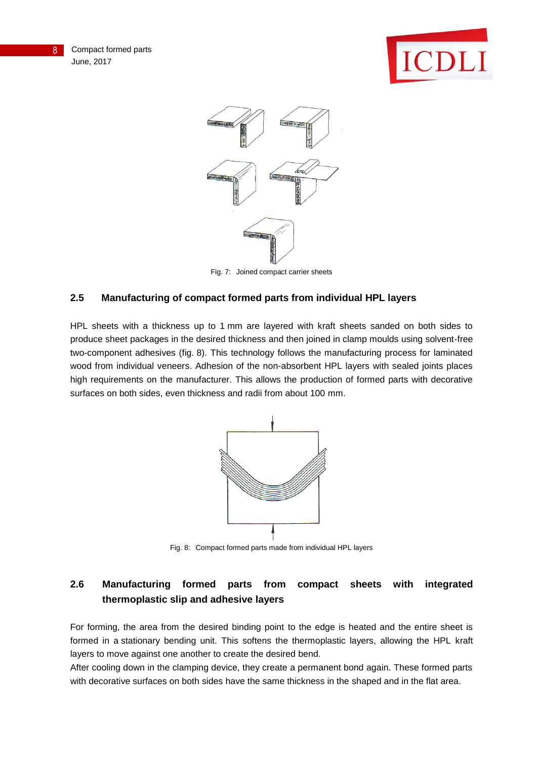Fig. 7: Joined compact carrier sheets

## 2.5 Manufacturing of compact formed parts from individual HPL layers

HPL sheets with a thickness up to 1 mm are layered with kraft sheets sanded on both sides to produce sheet packages in the desired thickness and then joined in clamp moulds using solvent-free two-component adhesives (fig. 8). This technology follows the manufacturing process for laminated wood from individual veneers. Adhesion of the non-absorbent HPL layers with sealed joints places high requirements on the manufacturer. This allows the production of formed parts with decorative surfaces on both sides, even thickness and radii from about 100 mm.

Fig. 8: Compact formed parts made from individual HPL layers

## 2.6 Manufacturing formed parts from compact sheets with integrated thermoplastic slip and adhesive layers

For forming, the area from the desired binding point to the edge is heated and the entire sheet is formed in a stationary bending unit. This softens the thermoplastic layers, allowing the HPL kraft layers to move against one another to create the desired bend.

After cooling down in the clamping device, they create a permanent bond again. These formed parts with decorative surfaces on both sides have the same thickness in the shaped and in the flat area.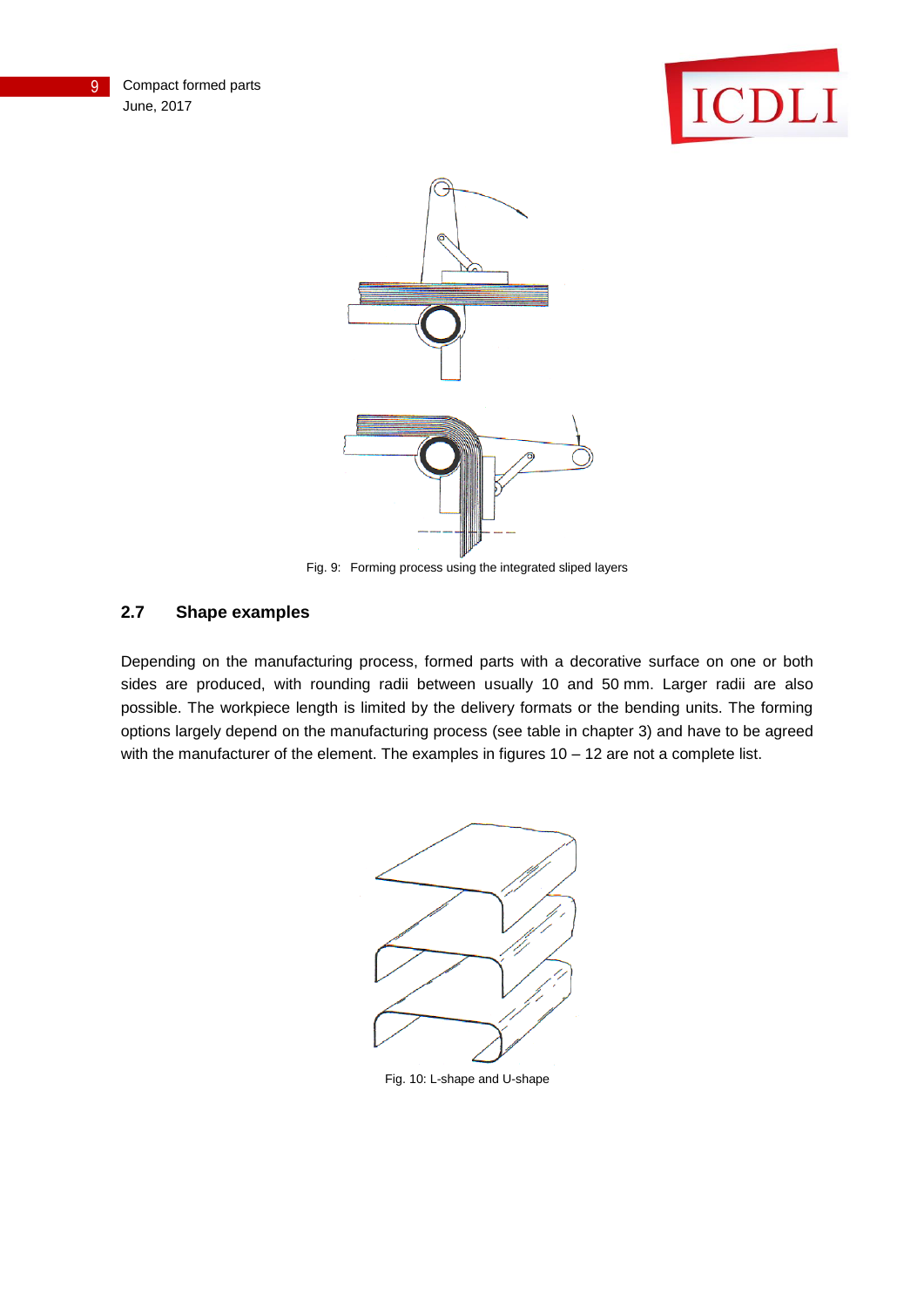Fig. 9: Forming process using the integrated sliped layers

## 2.7 Shape examples

Depending on the manufacturing process, formed parts with a decorative surface on one or both sides are produced, with rounding radii between usually 10 and 50 mm. Larger radii are also possible. The workpiece length is limited by the delivery formats or the bending units. The forming options largely depend on the manufacturing process (see table in chapter 3) and have to be agreed with the manufacturer of the element. The examples in figures 10 – 12 are not a complete list.

Fig. 10: L-shape and U-shape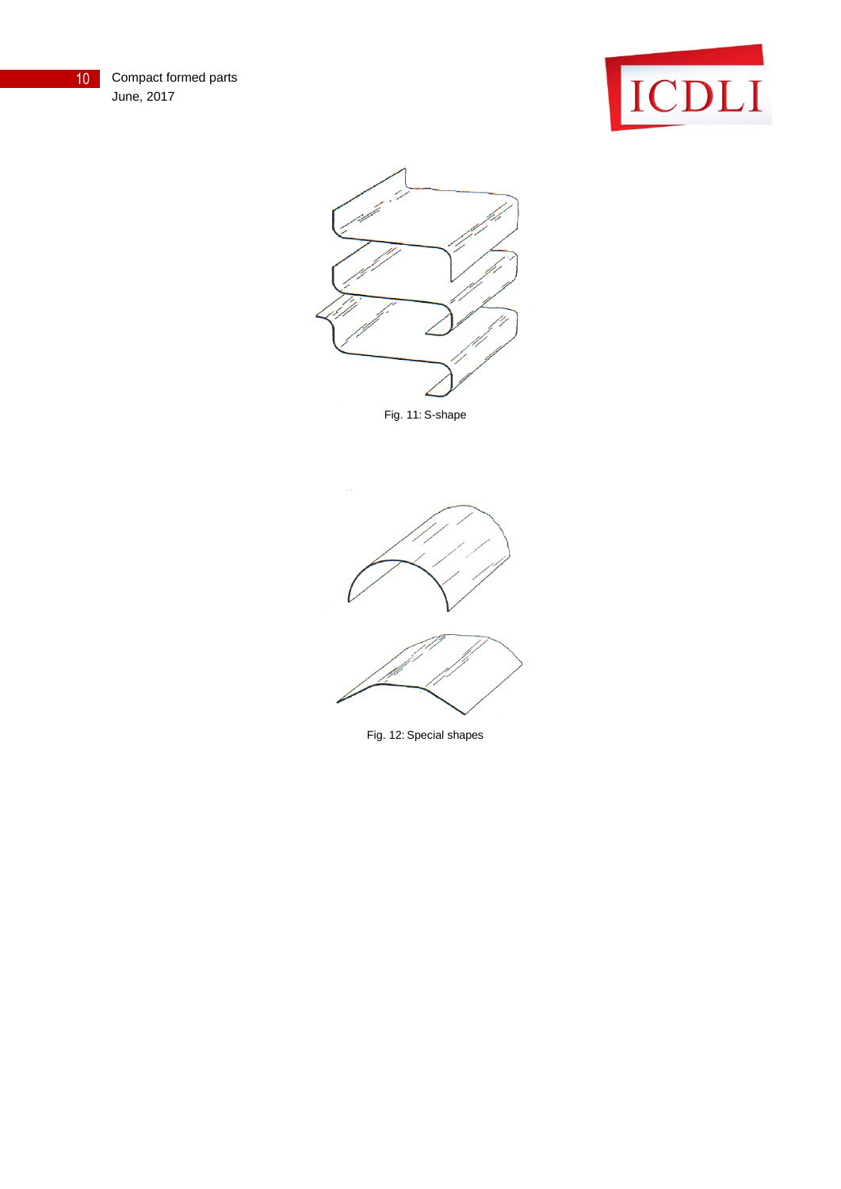Fig. 11: S-shape

Fig. 12: Special shapes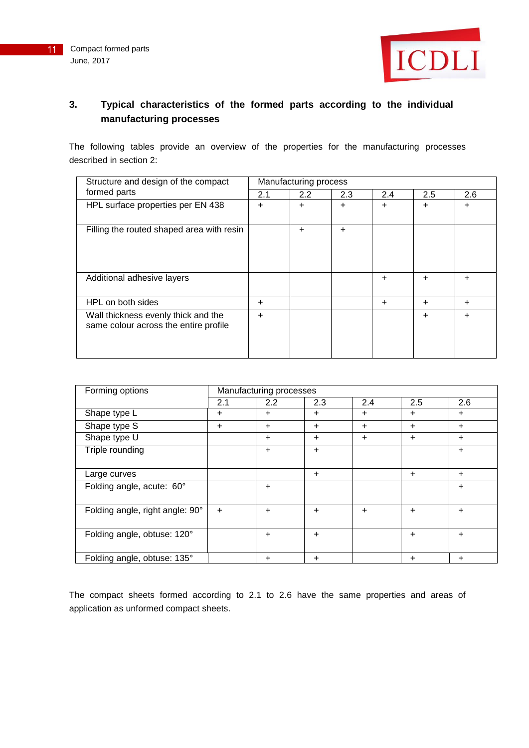## 3. Typical characteristics of the formed parts according to the individual manufacturing processes

The following tables provide an overview of the properties for the manufacturing processes described in section 2:

| Structure and design of the compact formed parts | Manufacturing process | | | | | |
|---|---|---|---|---|---|---|
| | 2.1 | 2.2 | 2.3 | 2.4 | 2.5 | 2.6 |
| HPL surface properties per EN 438 | + | + | + | + | + | + |
| Filling the routed shaped area with resin | | + | + | | | |
| Additional adhesive layers | | | | + | + | + |
| HPL on both sides | + | | | + | + | + |
| Wall thickness evenly thick and the same colour across the entire profile | + | | | | + | + |

| Forming options | Manufacturing processes | | | | | |
|---|---|---|---|---|---|---|
| | 2.1 | 2.2 | 2.3 | 2.4 | 2.5 | 2.6 |
| Shape type L | + | + | + | + | + | + |
| Shape type S | + | + | + | + | + | + |
| Shape type U | | + | + | + | + | + |
| Triple rounding | | + | + | | | + |
| Large curves | | | + | | + | + |
| Folding angle, acute: 60° | | + | | | | + |
| Folding angle, right angle: 90° | + | + | + | + | + | + |
| Folding angle, obtuse: 120° | | + | + | | + | + |
| Folding angle, obtuse: 135° | | + | + | | + | + |

The compact sheets formed according to 2.1 to 2.6 have the same properties and areas of application as unformed compact sheets.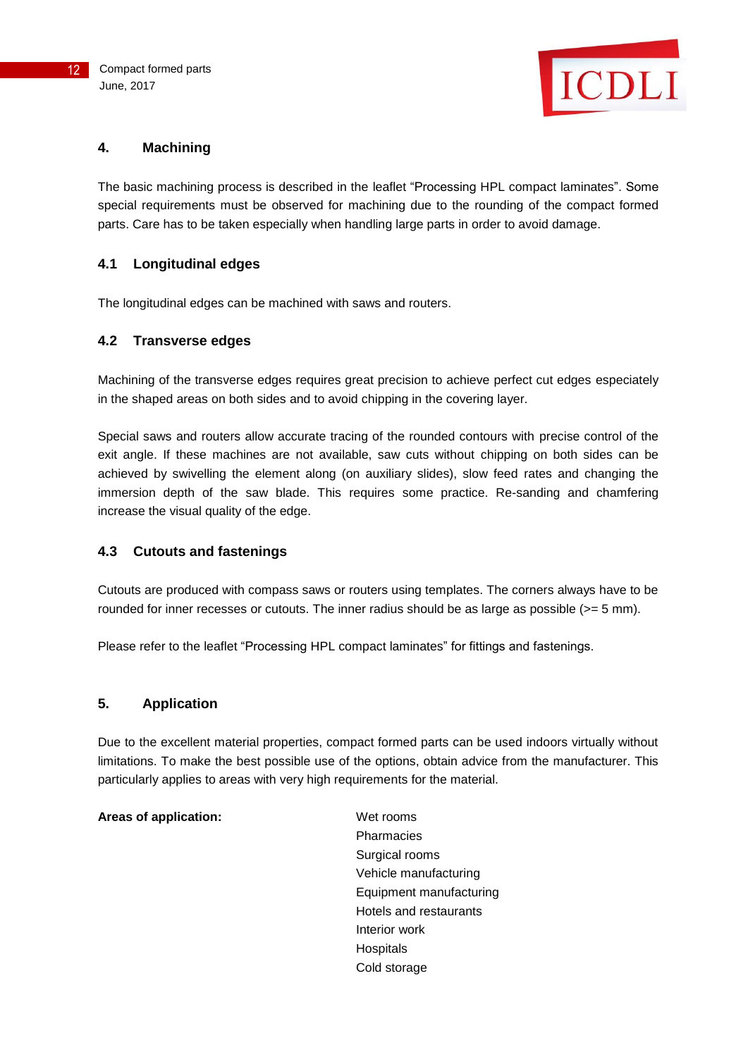## 4. Machining

The basic machining process is described in the leaflet “Processing HPL compact laminates”. Some special requirements must be observed for machining due to the rounding of the compact formed parts. Care has to be taken especially when handling large parts in order to avoid damage.

### 4.1 Longitudinal edges

The longitudinal edges can be machined with saws and routers.

### 4.2 Transverse edges

Machining of the transverse edges requires great precision to achieve perfect cut edges especiately in the shaped areas on both sides and to avoid chipping in the covering layer.

Special saws and routers allow accurate tracing of the rounded contours with precise control of the exit angle. If these machines are not available, saw cuts without chipping on both sides can be achieved by swivelling the element along (on auxiliary slides), slow feed rates and changing the immersion depth of the saw blade. This requires some practice. Re-sanding and chamfering increase the visual quality of the edge.

### 4.3 Cutouts and fastenings

Cutouts are produced with compass saws or routers using templates. The corners always have to be rounded for inner recesses or cutouts. The inner radius should be as large as possible (>= 5 mm).

Please refer to the leaflet “Processing HPL compact laminates” for fittings and fastenings.

## 5. Application

Due to the excellent material properties, compact formed parts can be used indoors virtually without limitations. To make the best possible use of the options, obtain advice from the manufacturer. This particularly applies to areas with very high requirements for the material.

**Areas of application:**

- Wet rooms
- Pharmacies
- Surgical rooms
- Vehicle manufacturing
- Equipment manufacturing
- Hotels and restaurants
- Interior work
- Hospitals
- Cold storage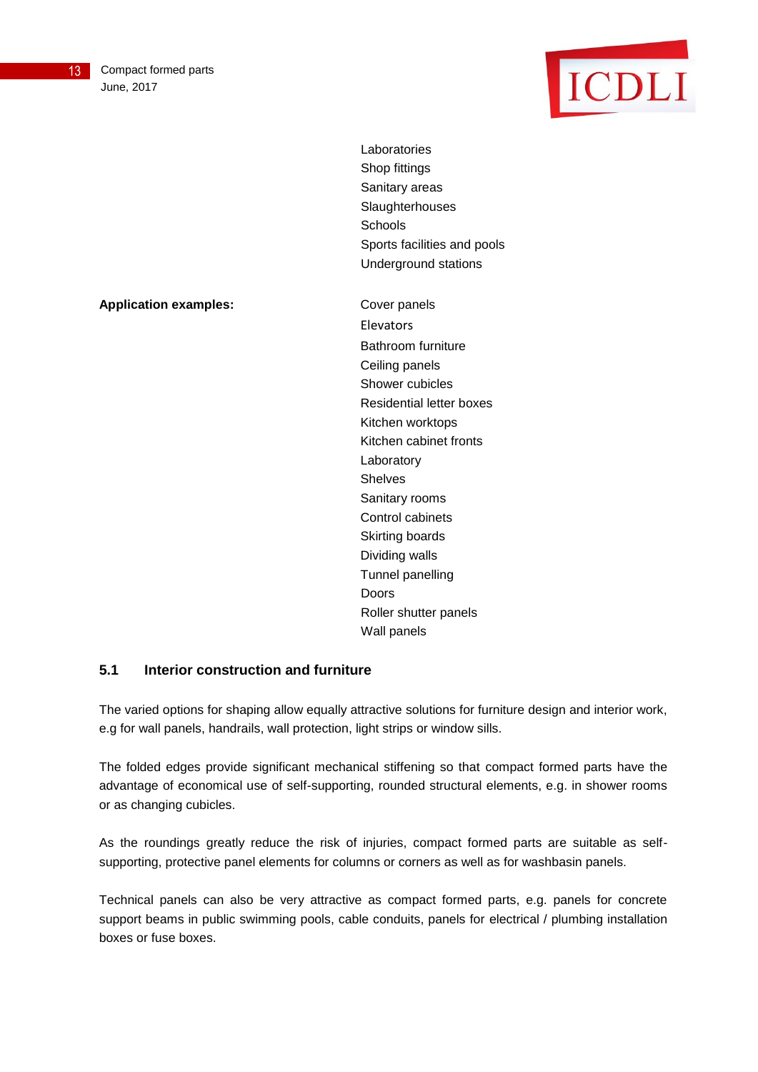Laboratories
Shop fittings
Sanitary areas
Slaughterhouses
Schools
Sports facilities and pools
Underground stations

**Application examples:**

Cover panels
Elevators
Bathroom furniture
Ceiling panels
Shower cubicles
Residential letter boxes
Kitchen worktops
Kitchen cabinet fronts
Laboratory
Shelves
Sanitary rooms
Control cabinets
Skirting boards
Dividing walls
Tunnel panelling
Doors
Roller shutter panels
Wall panels

## 5.1 Interior construction and furniture

The varied options for shaping allow equally attractive solutions for furniture design and interior work, e.g for wall panels, handrails, wall protection, light strips or window sills.

The folded edges provide significant mechanical stiffening so that compact formed parts have the advantage of economical use of self-supporting, rounded structural elements, e.g. in shower rooms or as changing cubicles.

As the roundings greatly reduce the risk of injuries, compact formed parts are suitable as self-supporting, protective panel elements for columns or corners as well as for washbasin panels.

Technical panels can also be very attractive as compact formed parts, e.g. panels for concrete support beams in public swimming pools, cable conduits, panels for electrical / plumbing installation boxes or fuse boxes.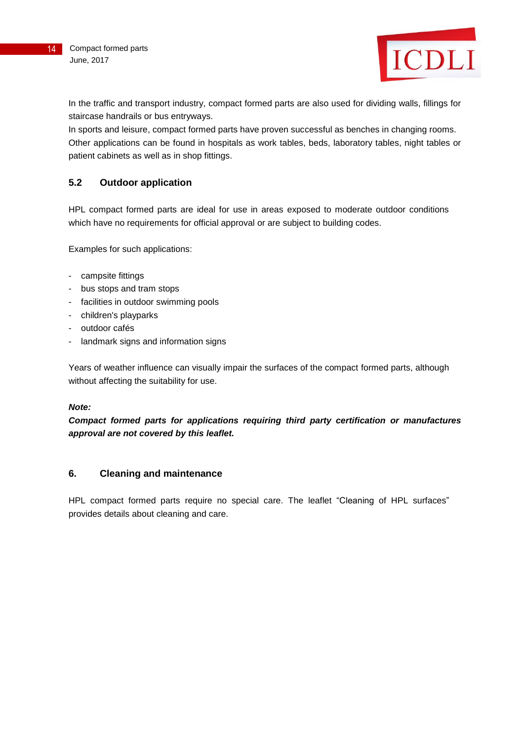In the traffic and transport industry, compact formed parts are also used for dividing walls, fillings for staircase handrails or bus entryways.

In sports and leisure, compact formed parts have proven successful as benches in changing rooms.

Other applications can be found in hospitals as work tables, beds, laboratory tables, night tables or patient cabinets as well as in shop fittings.

### 5.2 Outdoor application

HPL compact formed parts are ideal for use in areas exposed to moderate outdoor conditions which have no requirements for official approval or are subject to building codes.

Examples for such applications:

- campsite fittings
- bus stops and tram stops
- facilities in outdoor swimming pools
- children's playparks
- outdoor cafés
- landmark signs and information signs

Years of weather influence can visually impair the surfaces of the compact formed parts, although without affecting the suitability for use.

***Note:***

***Compact formed parts for applications requiring third party certification or manufactures approval are not covered by this leaflet.***

## 6. Cleaning and maintenance

HPL compact formed parts require no special care. The leaflet "Cleaning of HPL surfaces" provides details about cleaning and care.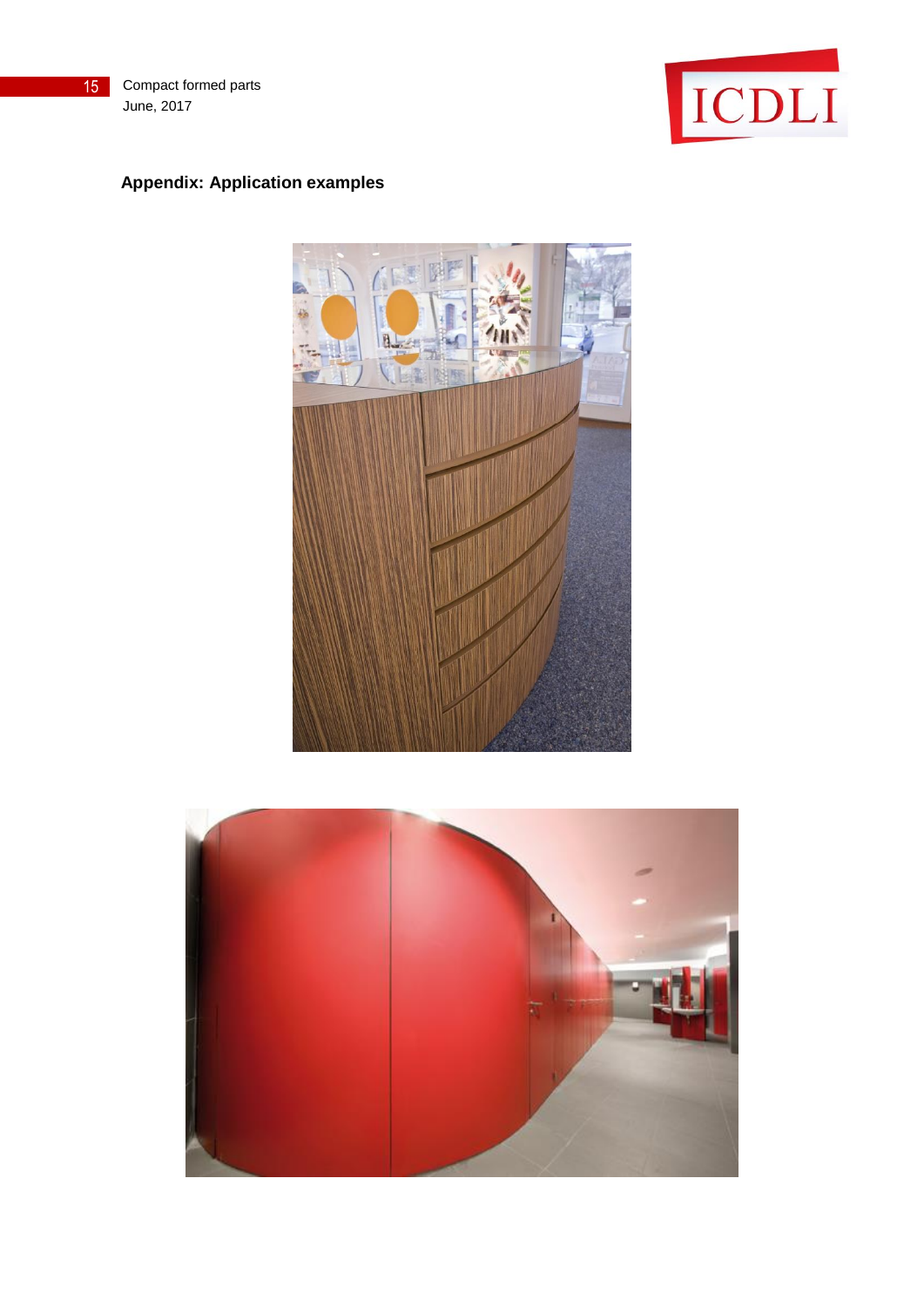## Appendix: Application examples